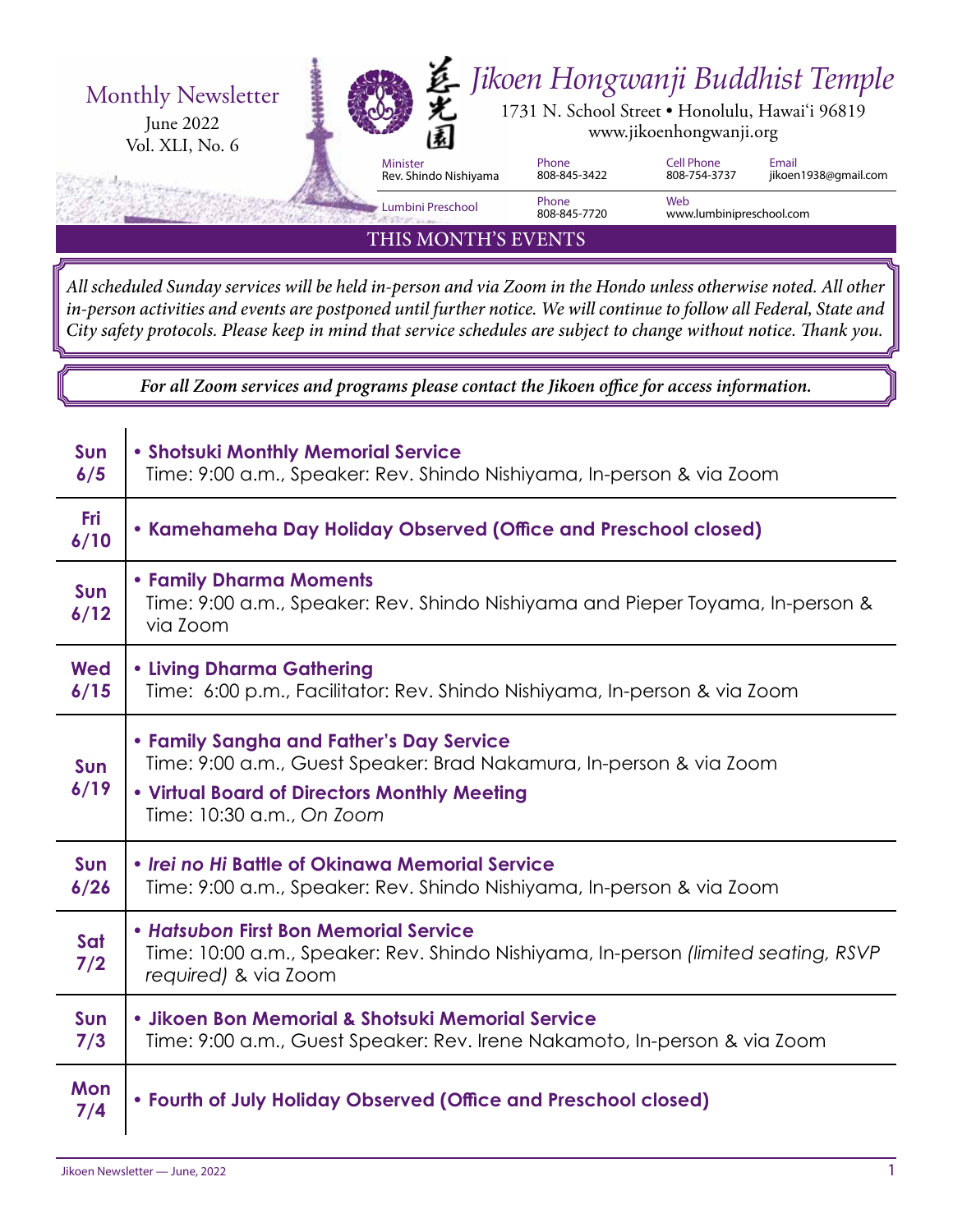Monthly Newsletter
June 2022
Vol. XLI, No. 6

# Jikoen Hongwanji Buddhist Temple

慈光園

1731 N. School Street • Honolulu, Hawai'i 96819
www.jikoenhongwanji.org

| Minister | Phone | Cell Phone | Email |
| --- | --- | --- | --- |
| Rev. Shindo Nishiyama | 808-845-3422 | 808-754-3737 | jikoen1938@gmail.com |
| Lumbini Preschool | Phone 808-845-7720 | Web www.lumbinipreschool.com | |

## THIS MONTH'S EVENTS

*All scheduled Sunday services will be held in-person and via Zoom in the Hondo unless otherwise noted. All other in-person activities and events are postponed until further notice. We will continue to follow all Federal, State and City safety protocols. Please keep in mind that service schedules are subject to change without notice. Thank you.*

***For all Zoom services and programs please contact the Jikoen office for access information.***

| Date | Event |
| --- | --- |
| **Sun 6/5** | **• Shotsuki Monthly Memorial Service**<br>Time: 9:00 a.m., Speaker: Rev. Shindo Nishiyama, In-person & via Zoom |
| **Fri 6/10** | **• Kamehameha Day Holiday Observed (Office and Preschool closed)** |
| **Sun 6/12** | **• Family Dharma Moments**<br>Time: 9:00 a.m., Speaker: Rev. Shindo Nishiyama and Pieper Toyama, In-person & via Zoom |
| **Wed 6/15** | **• Living Dharma Gathering**<br>Time: 6:00 p.m., Facilitator: Rev. Shindo Nishiyama, In-person & via Zoom |
| **Sun 6/19** | **• Family Sangha and Father's Day Service**<br>Time: 9:00 a.m., Guest Speaker: Brad Nakamura, In-person & via Zoom<br>**• Virtual Board of Directors Monthly Meeting**<br>Time: 10:30 a.m., *On Zoom* |
| **Sun 6/26** | **• *Irei no Hi* Battle of Okinawa Memorial Service**<br>Time: 9:00 a.m., Speaker: Rev. Shindo Nishiyama, In-person & via Zoom |
| **Sat 7/2** | **• *Hatsubon* First Bon Memorial Service**<br>Time: 10:00 a.m., Speaker: Rev. Shindo Nishiyama, In-person *(limited seating, RSVP required)* & via Zoom |
| **Sun 7/3** | **• Jikoen Bon Memorial & Shotsuki Memorial Service**<br>Time: 9:00 a.m., Guest Speaker: Rev. Irene Nakamoto, In-person & via Zoom |
| **Mon 7/4** | **• Fourth of July Holiday Observed (Office and Preschool closed)** |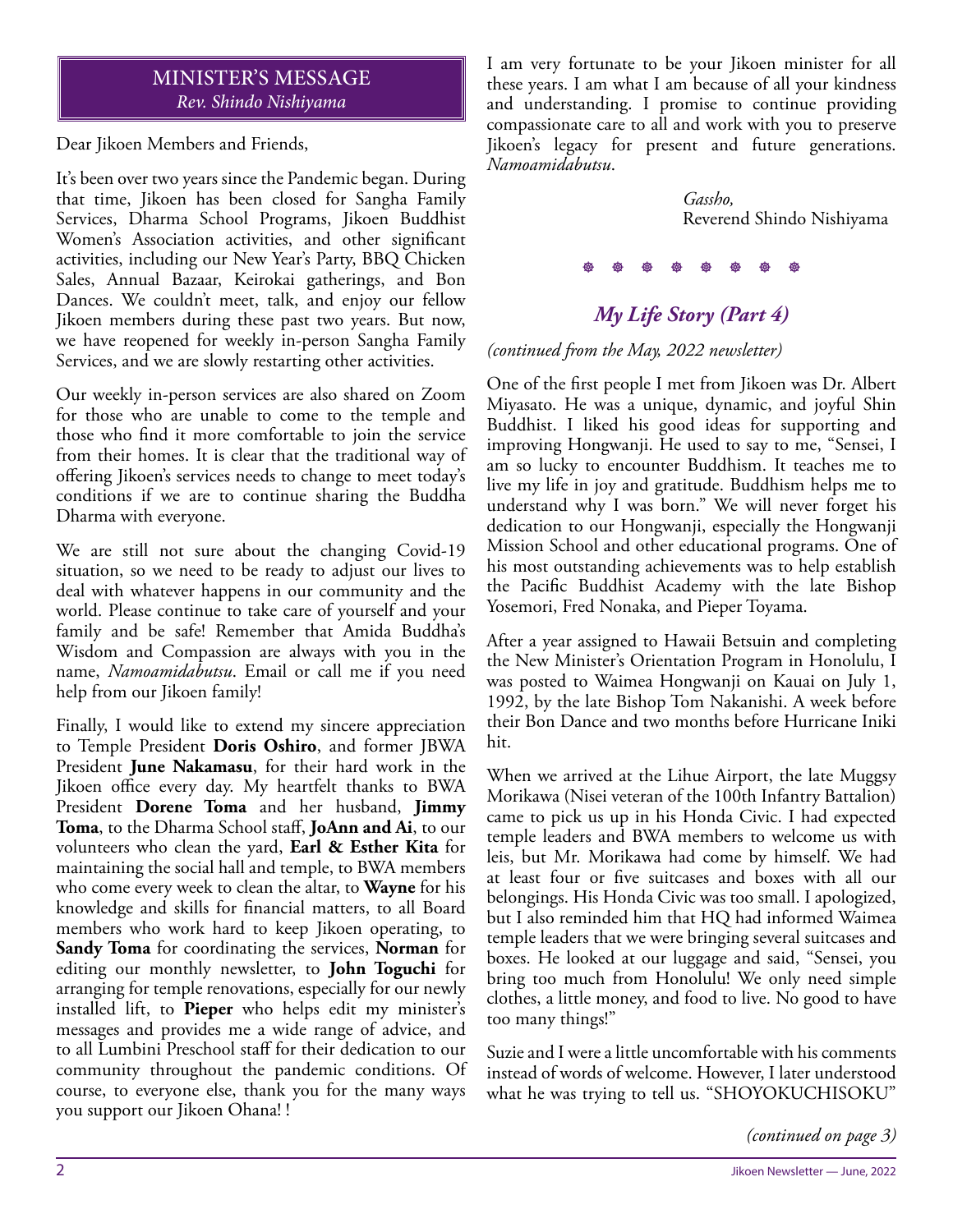## MINISTER'S MESSAGE

*Rev. Shindo Nishiyama*

Dear Jikoen Members and Friends,

It's been over two years since the Pandemic began. During that time, Jikoen has been closed for Sangha Family Services, Dharma School Programs, Jikoen Buddhist Women's Association activities, and other significant activities, including our New Year's Party, BBQ Chicken Sales, Annual Bazaar, Keirokai gatherings, and Bon Dances. We couldn't meet, talk, and enjoy our fellow Jikoen members during these past two years. But now, we have reopened for weekly in-person Sangha Family Services, and we are slowly restarting other activities.

Our weekly in-person services are also shared on Zoom for those who are unable to come to the temple and those who find it more comfortable to join the service from their homes. It is clear that the traditional way of offering Jikoen's services needs to change to meet today's conditions if we are to continue sharing the Buddha Dharma with everyone.

We are still not sure about the changing Covid-19 situation, so we need to be ready to adjust our lives to deal with whatever happens in our community and the world. Please continue to take care of yourself and your family and be safe! Remember that Amida Buddha's Wisdom and Compassion are always with you in the name, *Namoamidabutsu*. Email or call me if you need help from our Jikoen family!

Finally, I would like to extend my sincere appreciation to Temple President **Doris Oshiro**, and former JBWA President **June Nakamasu**, for their hard work in the Jikoen office every day. My heartfelt thanks to BWA President **Dorene Toma** and her husband, **Jimmy Toma**, to the Dharma School staff, **JoAnn and Ai**, to our volunteers who clean the yard, **Earl & Esther Kita** for maintaining the social hall and temple, to BWA members who come every week to clean the altar, to **Wayne** for his knowledge and skills for financial matters, to all Board members who work hard to keep Jikoen operating, to **Sandy Toma** for coordinating the services, **Norman** for editing our monthly newsletter, to **John Toguchi** for arranging for temple renovations, especially for our newly installed lift, to **Pieper** who helps edit my minister's messages and provides me a wide range of advice, and to all Lumbini Preschool staff for their dedication to our community throughout the pandemic conditions. Of course, to everyone else, thank you for the many ways you support our Jikoen Ohana! !

I am very fortunate to be your Jikoen minister for all these years. I am what I am because of all your kindness and understanding. I promise to continue providing compassionate care to all and work with you to preserve Jikoen's legacy for present and future generations. *Namoamidabutsu*.

*Gassho,*
Reverend Shindo Nishiyama

## *My Life Story (Part 4)*

*(continued from the May, 2022 newsletter)*

One of the first people I met from Jikoen was Dr. Albert Miyasato. He was a unique, dynamic, and joyful Shin Buddhist. I liked his good ideas for supporting and improving Hongwanji. He used to say to me, "Sensei, I am so lucky to encounter Buddhism. It teaches me to live my life in joy and gratitude. Buddhism helps me to understand why I was born." We will never forget his dedication to our Hongwanji, especially the Hongwanji Mission School and other educational programs. One of his most outstanding achievements was to help establish the Pacific Buddhist Academy with the late Bishop Yosemori, Fred Nonaka, and Pieper Toyama.

After a year assigned to Hawaii Betsuin and completing the New Minister's Orientation Program in Honolulu, I was posted to Waimea Hongwanji on Kauai on July 1, 1992, by the late Bishop Tom Nakanishi. A week before their Bon Dance and two months before Hurricane Iniki hit.

When we arrived at the Lihue Airport, the late Muggsy Morikawa (Nisei veteran of the 100th Infantry Battalion) came to pick us up in his Honda Civic. I had expected temple leaders and BWA members to welcome us with leis, but Mr. Morikawa had come by himself. We had at least four or five suitcases and boxes with all our belongings. His Honda Civic was too small. I apologized, but I also reminded him that HQ had informed Waimea temple leaders that we were bringing several suitcases and boxes. He looked at our luggage and said, "Sensei, you bring too much from Honolulu! We only need simple clothes, a little money, and food to live. No good to have too many things!"

Suzie and I were a little uncomfortable with his comments instead of words of welcome. However, I later understood what he was trying to tell us. "SHOYOKUCHISOKU"

*(continued on page 3)*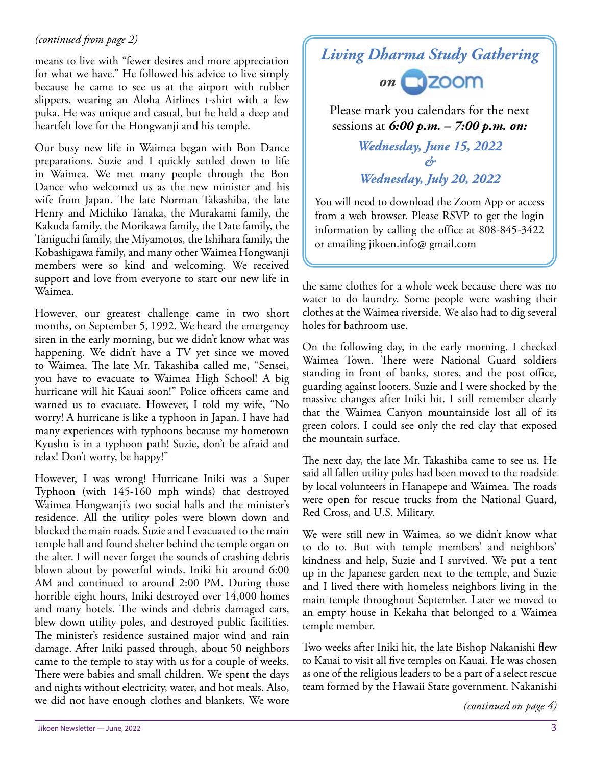*(continued from page 2)*

means to live with "fewer desires and more appreciation for what we have." He followed his advice to live simply because he came to see us at the airport with rubber slippers, wearing an Aloha Airlines t-shirt with a few puka. He was unique and casual, but he held a deep and heartfelt love for the Hongwanji and his temple.

Our busy new life in Waimea began with Bon Dance preparations. Suzie and I quickly settled down to life in Waimea. We met many people through the Bon Dance who welcomed us as the new minister and his wife from Japan. The late Norman Takashiba, the late Henry and Michiko Tanaka, the Murakami family, the Kakuda family, the Morikawa family, the Date family, the Taniguchi family, the Miyamotos, the Ishihara family, the Kobashigawa family, and many other Waimea Hongwanji members were so kind and welcoming. We received support and love from everyone to start our new life in Waimea.

However, our greatest challenge came in two short months, on September 5, 1992. We heard the emergency siren in the early morning, but we didn't know what was happening. We didn't have a TV yet since we moved to Waimea. The late Mr. Takashiba called me, "Sensei, you have to evacuate to Waimea High School! A big hurricane will hit Kauai soon!" Police officers came and warned us to evacuate. However, I told my wife, "No worry! A hurricane is like a typhoon in Japan. I have had many experiences with typhoons because my hometown Kyushu is in a typhoon path! Suzie, don't be afraid and relax! Don't worry, be happy!"

However, I was wrong! Hurricane Iniki was a Super Typhoon (with 145-160 mph winds) that destroyed Waimea Hongwanji's two social halls and the minister's residence. All the utility poles were blown down and blocked the main roads. Suzie and I evacuated to the main temple hall and found shelter behind the temple organ on the alter. I will never forget the sounds of crashing debris blown about by powerful winds. Iniki hit around 6:00 AM and continued to around 2:00 PM. During those horrible eight hours, Iniki destroyed over 14,000 homes and many hotels. The winds and debris damaged cars, blew down utility poles, and destroyed public facilities. The minister's residence sustained major wind and rain damage. After Iniki passed through, about 50 neighbors came to the temple to stay with us for a couple of weeks. There were babies and small children. We spent the days and nights without electricity, water, and hot meals. Also, we did not have enough clothes and blankets. We wore the same clothes for a whole week because there was no water to do laundry. Some people were washing their clothes at the Waimea riverside. We also had to dig several holes for bathroom use.

On the following day, in the early morning, I checked Waimea Town. There were National Guard soldiers standing in front of banks, stores, and the post office, guarding against looters. Suzie and I were shocked by the massive changes after Iniki hit. I still remember clearly that the Waimea Canyon mountainside lost all of its green colors. I could see only the red clay that exposed the mountain surface.

The next day, the late Mr. Takashiba came to see us. He said all fallen utility poles had been moved to the roadside by local volunteers in Hanapepe and Waimea. The roads were open for rescue trucks from the National Guard, Red Cross, and U.S. Military.

We were still new in Waimea, so we didn't know what to do. But with temple members' and neighbors' kindness and help, Suzie and I survived. We put a tent up in the Japanese garden next to the temple, and Suzie and I lived there with homeless neighbors living in the main temple throughout September. Later we moved to an empty house in Kekaha that belonged to a Waimea temple member.

Two weeks after Iniki hit, the late Bishop Nakanishi flew to Kauai to visit all five temples on Kauai. He was chosen as one of the religious leaders to be a part of a select rescue team formed by the Hawaii State government. Nakanishi

*(continued on page 4)*

---

## *Living Dharma Study Gathering*

***on* zoom**

Please mark you calendars for the next sessions at ***6:00 p.m. – 7:00 p.m. on:***

***Wednesday, June 15, 2022***

***&***

***Wednesday, July 20, 2022***

You will need to download the Zoom App or access from a web browser. Please RSVP to get the login information by calling the office at 808-845-3422 or emailing jikoen.info@ gmail.com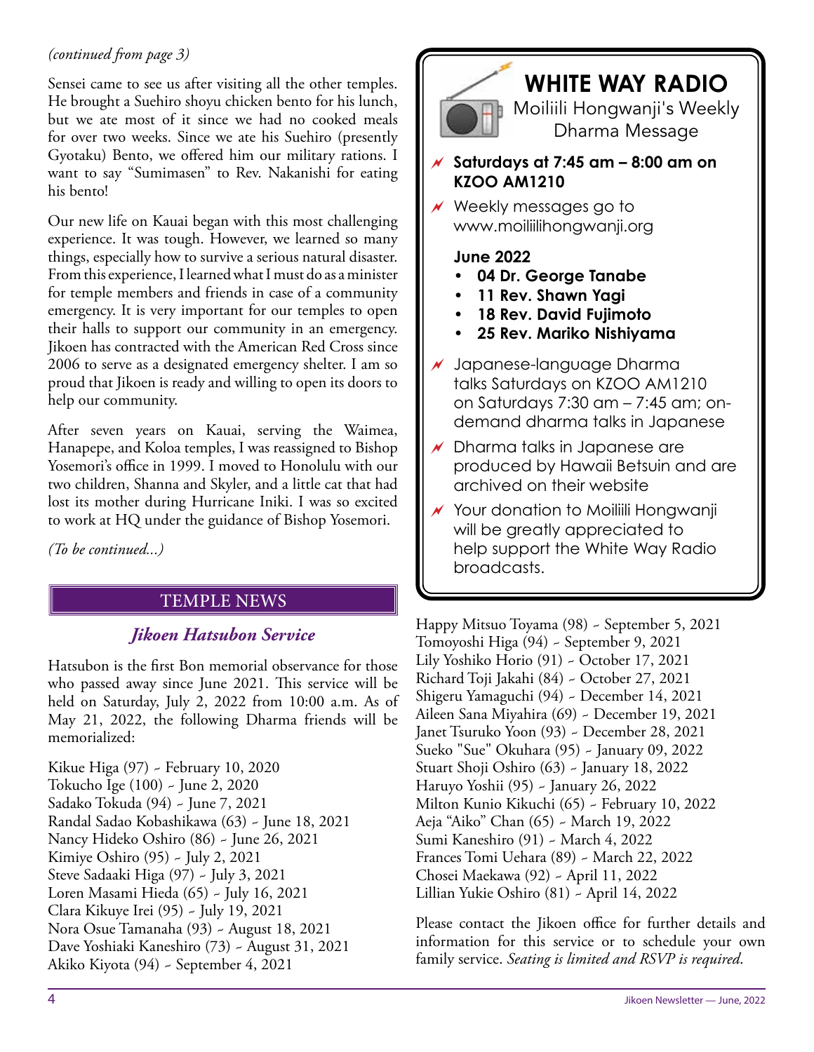*(continued from page 3)*

Sensei came to see us after visiting all the other temples. He brought a Suehiro shoyu chicken bento for his lunch, but we ate most of it since we had no cooked meals for over two weeks. Since we ate his Suehiro (presently Gyotaku) Bento, we offered him our military rations. I want to say "Sumimasen" to Rev. Nakanishi for eating his bento!

Our new life on Kauai began with this most challenging experience. It was tough. However, we learned so many things, especially how to survive a serious natural disaster. From this experience, I learned what I must do as a minister for temple members and friends in case of a community emergency. It is very important for our temples to open their halls to support our community in an emergency. Jikoen has contracted with the American Red Cross since 2006 to serve as a designated emergency shelter. I am so proud that Jikoen is ready and willing to open its doors to help our community.

After seven years on Kauai, serving the Waimea, Hanapepe, and Koloa temples, I was reassigned to Bishop Yosemori's office in 1999. I moved to Honolulu with our two children, Shanna and Skyler, and a little cat that had lost its mother during Hurricane Iniki. I was so excited to work at HQ under the guidance of Bishop Yosemori.

*(To be continued...)*

## TEMPLE NEWS

### *Jikoen Hatsubon Service*

Hatsubon is the first Bon memorial observance for those who passed away since June 2021. This service will be held on Saturday, July 2, 2022 from 10:00 a.m. As of May 21, 2022, the following Dharma friends will be memorialized:

Kikue Higa (97) - February 10, 2020
Tokucho Ige (100) - June 2, 2020
Sadako Tokuda (94) - June 7, 2021
Randal Sadao Kobashikawa (63) - June 18, 2021
Nancy Hideko Oshiro (86) - June 26, 2021
Kimiye Oshiro (95) - July 2, 2021
Steve Sadaaki Higa (97) - July 3, 2021
Loren Masami Hieda (65) - July 16, 2021
Clara Kikuye Irei (95) - July 19, 2021
Nora Osue Tamanaha (93) - August 18, 2021
Dave Yoshiaki Kaneshiro (73) - August 31, 2021
Akiko Kiyota (94) - September 4, 2021
Happy Mitsuo Toyama (98) - September 5, 2021
Tomoyoshi Higa (94) - September 9, 2021
Lily Yoshiko Horio (91) - October 17, 2021
Richard Toji Jakahi (84) - October 27, 2021
Shigeru Yamaguchi (94) - December 14, 2021
Aileen Sana Miyahira (69) - December 19, 2021
Janet Tsuruko Yoon (93) - December 28, 2021
Sueko "Sue" Okuhara (95) - January 09, 2022
Stuart Shoji Oshiro (63) - January 18, 2022
Haruyo Yoshii (95) - January 26, 2022
Milton Kunio Kikuchi (65) - February 10, 2022
Aeja "Aiko" Chan (65) - March 19, 2022
Sumi Kaneshiro (91) - March 4, 2022
Frances Tomi Uehara (89) - March 22, 2022
Chosei Maekawa (92) - April 11, 2022
Lillian Yukie Oshiro (81) - April 14, 2022

Please contact the Jikoen office for further details and information for this service or to schedule your own family service. *Seating is limited and RSVP is required.*

## WHITE WAY RADIO

Moiliili Hongwanji's Weekly Dharma Message

- **Saturdays at 7:45 am – 8:00 am on KZOO AM1210**
- Weekly messages go to www.moiliilihongwanji.org

**June 2022**

- **04 Dr. George Tanabe**
- **11 Rev. Shawn Yagi**
- **18 Rev. David Fujimoto**
- **25 Rev. Mariko Nishiyama**

- Japanese-language Dharma talks Saturdays on KZOO AM1210 on Saturdays 7:30 am – 7:45 am; on-demand dharma talks in Japanese
- Dharma talks in Japanese are produced by Hawaii Betsuin and are archived on their website
- Your donation to Moiliili Hongwanji will be greatly appreciated to help support the White Way Radio broadcasts.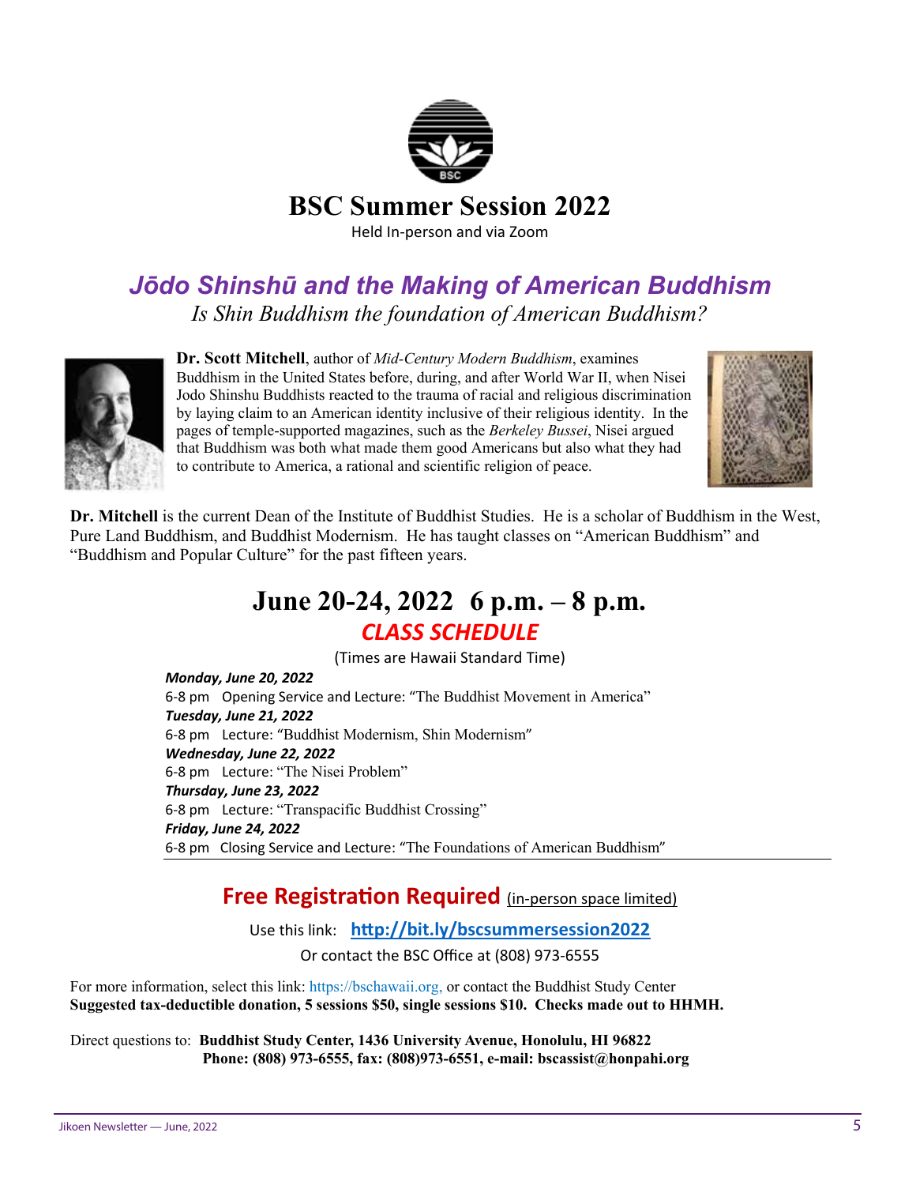# BSC Summer Session 2022

Held In-person and via Zoom

## *Jōdo Shinshū and the Making of American Buddhism*

*Is Shin Buddhism the foundation of American Buddhism?*

**Dr. Scott Mitchell**, author of *Mid-Century Modern Buddhism*, examines Buddhism in the United States before, during, and after World War II, when Nisei Jodo Shinshu Buddhists reacted to the trauma of racial and religious discrimination by laying claim to an American identity inclusive of their religious identity. In the pages of temple-supported magazines, such as the *Berkeley Bussei*, Nisei argued that Buddhism was both what made them good Americans but also what they had to contribute to America, a rational and scientific religion of peace.

**Dr. Mitchell** is the current Dean of the Institute of Buddhist Studies. He is a scholar of Buddhism in the West, Pure Land Buddhism, and Buddhist Modernism. He has taught classes on "American Buddhism" and "Buddhism and Popular Culture" for the past fifteen years.

## June 20-24, 2022 6 p.m. – 8 p.m.

### *CLASS SCHEDULE*

(Times are Hawaii Standard Time)

***Monday, June 20, 2022***
6-8 pm Opening Service and Lecture: "The Buddhist Movement in America"

***Tuesday, June 21, 2022***
6-8 pm Lecture: "Buddhist Modernism, Shin Modernism"

***Wednesday, June 22, 2022***
6-8 pm Lecture: "The Nisei Problem"

***Thursday, June 23, 2022***
6-8 pm Lecture: "Transpacific Buddhist Crossing"

***Friday, June 24, 2022***
6-8 pm Closing Service and Lecture: "The Foundations of American Buddhism"

---

**Free Registration Required** (in-person space limited)

Use this link: **http://bit.ly/bscsummersession2022**

Or contact the BSC Office at (808) 973-6555

For more information, select this link: https://bschawaii.org, or contact the Buddhist Study Center
**Suggested tax-deductible donation, 5 sessions $50, single sessions $10. Checks made out to HHMH.**

Direct questions to: **Buddhist Study Center, 1436 University Avenue, Honolulu, HI 96822**
**Phone: (808) 973-6555, fax: (808)973-6551, e-mail: bscassist@honpahi.org**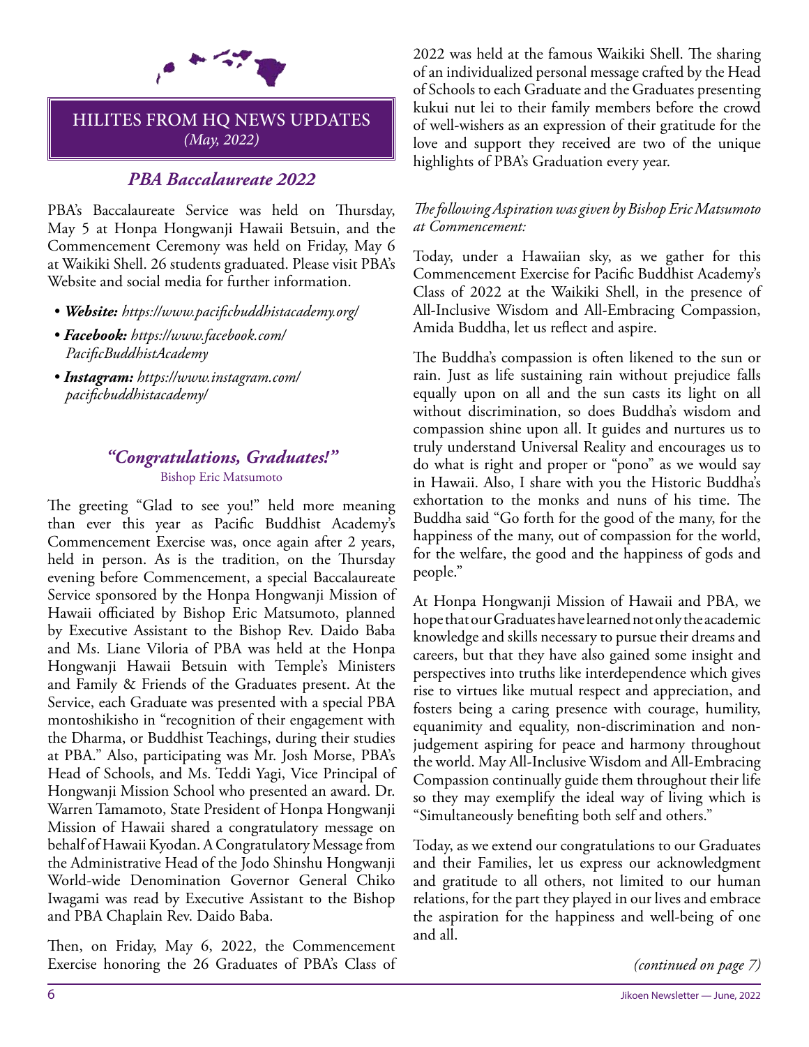## HILITES FROM HQ NEWS UPDATES
*(May, 2022)*

### *PBA Baccalaureate 2022*

PBA's Baccalaureate Service was held on Thursday, May 5 at Honpa Hongwanji Hawaii Betsuin, and the Commencement Ceremony was held on Friday, May 6 at Waikiki Shell. 26 students graduated. Please visit PBA's Website and social media for further information.

- ***Website:*** *https://www.pacificbuddhistacademy.org/*
- ***Facebook:*** *https://www.facebook.com/PacificBuddhistAcademy*
- ***Instagram:*** *https://www.instagram.com/pacificbuddhistacademy/*

### *"Congratulations, Graduates!"*
Bishop Eric Matsumoto

The greeting "Glad to see you!" held more meaning than ever this year as Pacific Buddhist Academy's Commencement Exercise was, once again after 2 years, held in person. As is the tradition, on the Thursday evening before Commencement, a special Baccalaureate Service sponsored by the Honpa Hongwanji Mission of Hawaii officiated by Bishop Eric Matsumoto, planned by Executive Assistant to the Bishop Rev. Daido Baba and Ms. Liane Viloria of PBA was held at the Honpa Hongwanji Hawaii Betsuin with Temple's Ministers and Family & Friends of the Graduates present. At the Service, each Graduate was presented with a special PBA montoshikisho in "recognition of their engagement with the Dharma, or Buddhist Teachings, during their studies at PBA." Also, participating was Mr. Josh Morse, PBA's Head of Schools, and Ms. Teddi Yagi, Vice Principal of Hongwanji Mission School who presented an award. Dr. Warren Tamamoto, State President of Honpa Hongwanji Mission of Hawaii shared a congratulatory message on behalf of Hawaii Kyodan. A Congratulatory Message from the Administrative Head of the Jodo Shinshu Hongwanji World-wide Denomination Governor General Chiko Iwagami was read by Executive Assistant to the Bishop and PBA Chaplain Rev. Daido Baba.

Then, on Friday, May 6, 2022, the Commencement Exercise honoring the 26 Graduates of PBA's Class of 2022 was held at the famous Waikiki Shell. The sharing of an individualized personal message crafted by the Head of Schools to each Graduate and the Graduates presenting kukui nut lei to their family members before the crowd of well-wishers as an expression of their gratitude for the love and support they received are two of the unique highlights of PBA's Graduation every year.

*The following Aspiration was given by Bishop Eric Matsumoto at Commencement:*

Today, under a Hawaiian sky, as we gather for this Commencement Exercise for Pacific Buddhist Academy's Class of 2022 at the Waikiki Shell, in the presence of All-Inclusive Wisdom and All-Embracing Compassion, Amida Buddha, let us reflect and aspire.

The Buddha's compassion is often likened to the sun or rain. Just as life sustaining rain without prejudice falls equally upon on all and the sun casts its light on all without discrimination, so does Buddha's wisdom and compassion shine upon all. It guides and nurtures us to truly understand Universal Reality and encourages us to do what is right and proper or "pono" as we would say in Hawaii. Also, I share with you the Historic Buddha's exhortation to the monks and nuns of his time. The Buddha said "Go forth for the good of the many, for the happiness of the many, out of compassion for the world, for the welfare, the good and the happiness of gods and people."

At Honpa Hongwanji Mission of Hawaii and PBA, we hope that our Graduates have learned not only the academic knowledge and skills necessary to pursue their dreams and careers, but that they have also gained some insight and perspectives into truths like interdependence which gives rise to virtues like mutual respect and appreciation, and fosters being a caring presence with courage, humility, equanimity and equality, non-discrimination and non-judgement aspiring for peace and harmony throughout the world. May All-Inclusive Wisdom and All-Embracing Compassion continually guide them throughout their life so they may exemplify the ideal way of living which is "Simultaneously benefiting both self and others."

Today, as we extend our congratulations to our Graduates and their Families, let us express our acknowledgment and gratitude to all others, not limited to our human relations, for the part they played in our lives and embrace the aspiration for the happiness and well-being of one and all.

*(continued on page 7)*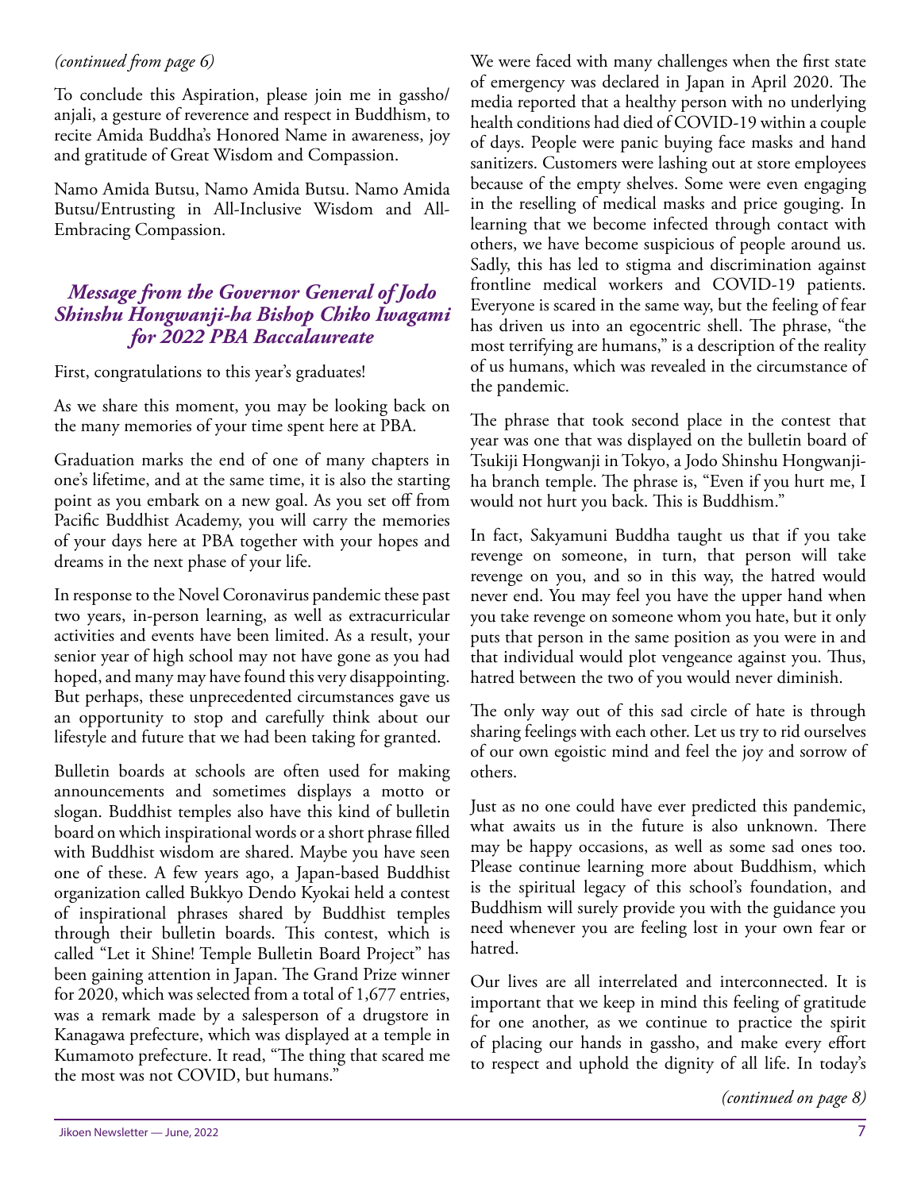*(continued from page 6)*

To conclude this Aspiration, please join me in gassho/anjali, a gesture of reverence and respect in Buddhism, to recite Amida Buddha's Honored Name in awareness, joy and gratitude of Great Wisdom and Compassion.

Namo Amida Butsu, Namo Amida Butsu. Namo Amida Butsu/Entrusting in All-Inclusive Wisdom and All-Embracing Compassion.

## *Message from the Governor General of Jodo Shinshu Hongwanji-ha Bishop Chiko Iwagami for 2022 PBA Baccalaureate*

First, congratulations to this year's graduates!

As we share this moment, you may be looking back on the many memories of your time spent here at PBA.

Graduation marks the end of one of many chapters in one's lifetime, and at the same time, it is also the starting point as you embark on a new goal. As you set off from Pacific Buddhist Academy, you will carry the memories of your days here at PBA together with your hopes and dreams in the next phase of your life.

In response to the Novel Coronavirus pandemic these past two years, in-person learning, as well as extracurricular activities and events have been limited. As a result, your senior year of high school may not have gone as you had hoped, and many may have found this very disappointing. But perhaps, these unprecedented circumstances gave us an opportunity to stop and carefully think about our lifestyle and future that we had been taking for granted.

Bulletin boards at schools are often used for making announcements and sometimes displays a motto or slogan. Buddhist temples also have this kind of bulletin board on which inspirational words or a short phrase filled with Buddhist wisdom are shared. Maybe you have seen one of these. A few years ago, a Japan-based Buddhist organization called Bukkyo Dendo Kyokai held a contest of inspirational phrases shared by Buddhist temples through their bulletin boards. This contest, which is called "Let it Shine! Temple Bulletin Board Project" has been gaining attention in Japan. The Grand Prize winner for 2020, which was selected from a total of 1,677 entries, was a remark made by a salesperson of a drugstore in Kanagawa prefecture, which was displayed at a temple in Kumamoto prefecture. It read, "The thing that scared me the most was not COVID, but humans."

We were faced with many challenges when the first state of emergency was declared in Japan in April 2020. The media reported that a healthy person with no underlying health conditions had died of COVID-19 within a couple of days. People were panic buying face masks and hand sanitizers. Customers were lashing out at store employees because of the empty shelves. Some were even engaging in the reselling of medical masks and price gouging. In learning that we become infected through contact with others, we have become suspicious of people around us. Sadly, this has led to stigma and discrimination against frontline medical workers and COVID-19 patients. Everyone is scared in the same way, but the feeling of fear has driven us into an egocentric shell. The phrase, "the most terrifying are humans," is a description of the reality of us humans, which was revealed in the circumstance of the pandemic.

The phrase that took second place in the contest that year was one that was displayed on the bulletin board of Tsukiji Hongwanji in Tokyo, a Jodo Shinshu Hongwanji-ha branch temple. The phrase is, "Even if you hurt me, I would not hurt you back. This is Buddhism."

In fact, Sakyamuni Buddha taught us that if you take revenge on someone, in turn, that person will take revenge on you, and so in this way, the hatred would never end. You may feel you have the upper hand when you take revenge on someone whom you hate, but it only puts that person in the same position as you were in and that individual would plot vengeance against you. Thus, hatred between the two of you would never diminish.

The only way out of this sad circle of hate is through sharing feelings with each other. Let us try to rid ourselves of our own egoistic mind and feel the joy and sorrow of others.

Just as no one could have ever predicted this pandemic, what awaits us in the future is also unknown. There may be happy occasions, as well as some sad ones too. Please continue learning more about Buddhism, which is the spiritual legacy of this school's foundation, and Buddhism will surely provide you with the guidance you need whenever you are feeling lost in your own fear or hatred.

Our lives are all interrelated and interconnected. It is important that we keep in mind this feeling of gratitude for one another, as we continue to practice the spirit of placing our hands in gassho, and make every effort to respect and uphold the dignity of all life. In today's

*(continued on page 8)*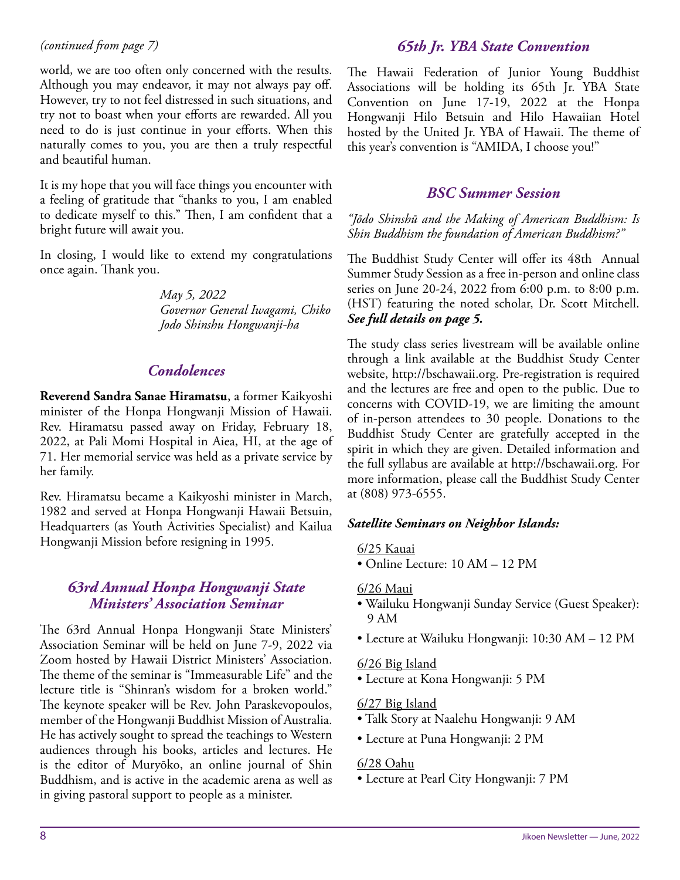*(continued from page 7)*

world, we are too often only concerned with the results. Although you may endeavor, it may not always pay off. However, try to not feel distressed in such situations, and try not to boast when your efforts are rewarded. All you need to do is just continue in your efforts. When this naturally comes to you, you are then a truly respectful and beautiful human.

It is my hope that you will face things you encounter with a feeling of gratitude that "thanks to you, I am enabled to dedicate myself to this." Then, I am confident that a bright future will await you.

In closing, I would like to extend my congratulations once again. Thank you.

*May 5, 2022*
*Governor General Iwagami, Chiko*
*Jodo Shinshu Hongwanji-ha*

## *Condolences*

**Reverend Sandra Sanae Hiramatsu**, a former Kaikyoshi minister of the Honpa Hongwanji Mission of Hawaii. Rev. Hiramatsu passed away on Friday, February 18, 2022, at Pali Momi Hospital in Aiea, HI, at the age of 71. Her memorial service was held as a private service by her family.

Rev. Hiramatsu became a Kaikyoshi minister in March, 1982 and served at Honpa Hongwanji Hawaii Betsuin, Headquarters (as Youth Activities Specialist) and Kailua Hongwanji Mission before resigning in 1995.

## *63rd Annual Honpa Hongwanji State Ministers' Association Seminar*

The 63rd Annual Honpa Hongwanji State Ministers' Association Seminar will be held on June 7-9, 2022 via Zoom hosted by Hawaii District Ministers' Association. The theme of the seminar is "Immeasurable Life" and the lecture title is "Shinran's wisdom for a broken world." The keynote speaker will be Rev. John Paraskevopoulos, member of the Hongwanji Buddhist Mission of Australia. He has actively sought to spread the teachings to Western audiences through his books, articles and lectures. He is the editor of Muryōko, an online journal of Shin Buddhism, and is active in the academic arena as well as in giving pastoral support to people as a minister.

## *65th Jr. YBA State Convention*

The Hawaii Federation of Junior Young Buddhist Associations will be holding its 65th Jr. YBA State Convention on June 17-19, 2022 at the Honpa Hongwanji Hilo Betsuin and Hilo Hawaiian Hotel hosted by the United Jr. YBA of Hawaii. The theme of this year's convention is "AMIDA, I choose you!"

## *BSC Summer Session*

*"Jōdo Shinshū and the Making of American Buddhism: Is Shin Buddhism the foundation of American Buddhism?"*

The Buddhist Study Center will offer its 48th Annual Summer Study Session as a free in-person and online class series on June 20-24, 2022 from 6:00 p.m. to 8:00 p.m. (HST) featuring the noted scholar, Dr. Scott Mitchell. ***See full details on page 5.***

The study class series livestream will be available online through a link available at the Buddhist Study Center website, http://bschawaii.org. Pre-registration is required and the lectures are free and open to the public. Due to concerns with COVID-19, we are limiting the amount of in-person attendees to 30 people. Donations to the Buddhist Study Center are gratefully accepted in the spirit in which they are given. Detailed information and the full syllabus are available at http://bschawaii.org. For more information, please call the Buddhist Study Center at (808) 973-6555.

***Satellite Seminars on Neighbor Islands:***

6/25 Kauai
- Online Lecture: 10 AM – 12 PM

6/26 Maui
- Wailuku Hongwanji Sunday Service (Guest Speaker): 9 AM
- Lecture at Wailuku Hongwanji: 10:30 AM – 12 PM

6/26 Big Island
- Lecture at Kona Hongwanji: 5 PM

6/27 Big Island
- Talk Story at Naalehu Hongwanji: 9 AM
- Lecture at Puna Hongwanji: 2 PM

6/28 Oahu
- Lecture at Pearl City Hongwanji: 7 PM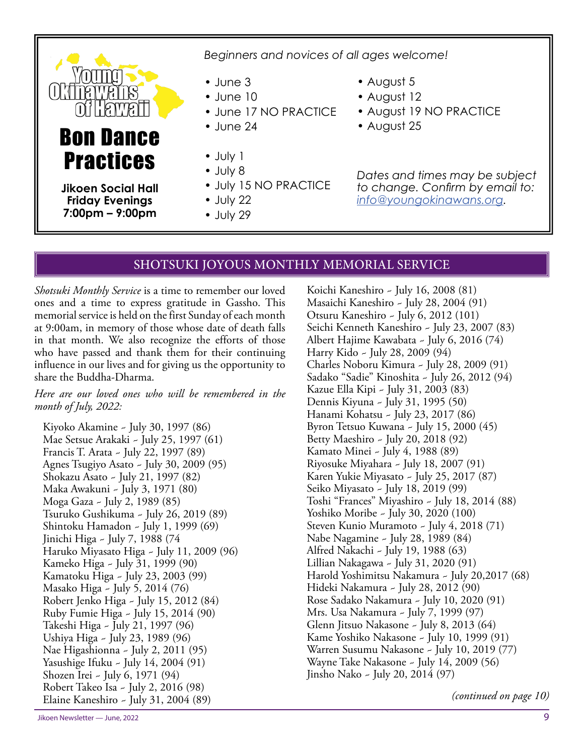Young Okinawans of Hawaii

# Bon Dance Practices

**Jikoen Social Hall**
**Friday Evenings**
**7:00pm – 9:00pm**

*Beginners and novices of all ages welcome!*

- June 3
- June 10
- June 17 NO PRACTICE
- June 24

- July 1
- July 8
- July 15 NO PRACTICE
- July 22
- July 29

- August 5
- August 12
- August 19 NO PRACTICE
- August 25

*Dates and times may be subject to change. Confirm by email to: info@youngokinawans.org.*

## SHOTSUKI JOYOUS MONTHLY MEMORIAL SERVICE

*Shotsuki Monthly Service* is a time to remember our loved ones and a time to express gratitude in Gassho. This memorial service is held on the first Sunday of each month at 9:00am, in memory of those whose date of death falls in that month. We also recognize the efforts of those who have passed and thank them for their continuing influence in our lives and for giving us the opportunity to share the Buddha-Dharma.

*Here are our loved ones who will be remembered in the month of July, 2022:*

Kiyoko Akamine ~ July 30, 1997 (86)
Mae Setsue Arakaki ~ July 25, 1997 (61)
Francis T. Arata ~ July 22, 1997 (89)
Agnes Tsugiyo Asato ~ July 30, 2009 (95)
Shokazu Asato ~ July 21, 1997 (82)
Maka Awakuni ~ July 3, 1971 (80)
Moga Gaza ~ July 2, 1989 (85)
Tsuruko Gushikuma ~ July 26, 2019 (89)
Shintoku Hamadon ~ July 1, 1999 (69)
Jinichi Higa ~ July 7, 1988 (74
Haruko Miyasato Higa ~ July 11, 2009 (96)
Kameko Higa ~ July 31, 1999 (90)
Kamatoku Higa ~ July 23, 2003 (99)
Masako Higa ~ July 5, 2014 (76)
Robert Jenko Higa ~ July 15, 2012 (84)
Ruby Fumie Higa ~ July 15, 2014 (90)
Takeshi Higa ~ July 21, 1997 (96)
Ushiya Higa ~ July 23, 1989 (96)
Nae Higashionna ~ July 2, 2011 (95)
Yasushige Ifuku ~ July 14, 2004 (91)
Shozen Irei ~ July 6, 1971 (94)
Robert Takeo Isa ~ July 2, 2016 (98)
Elaine Kaneshiro ~ July 31, 2004 (89)
Koichi Kaneshiro ~ July 16, 2008 (81)
Masaichi Kaneshiro ~ July 28, 2004 (91)
Otsuru Kaneshiro ~ July 6, 2012 (101)
Seichi Kenneth Kaneshiro ~ July 23, 2007 (83)
Albert Hajime Kawabata ~ July 6, 2016 (74)
Harry Kido ~ July 28, 2009 (94)
Charles Noboru Kimura ~ July 28, 2009 (91)
Sadako "Sadie" Kinoshita ~ July 26, 2012 (94)
Kazue Ella Kipi ~ July 31, 2003 (83)
Dennis Kiyuna ~ July 31, 1995 (50)
Hanami Kohatsu ~ July 23, 2017 (86)
Byron Tetsuo Kuwana ~ July 15, 2000 (45)
Betty Maeshiro ~ July 20, 2018 (92)
Kamato Minei ~ July 4, 1988 (89)
Riyosuke Miyahara ~ July 18, 2007 (91)
Karen Yukie Miyasato ~ July 25, 2017 (87)
Seiko Miyasato ~ July 18, 2019 (99)
Toshi "Frances" Miyashiro ~ July 18, 2014 (88)
Yoshiko Moribe ~ July 30, 2020 (100)
Steven Kunio Muramoto ~ July 4, 2018 (71)
Nabe Nagamine ~ July 28, 1989 (84)
Alfred Nakachi ~ July 19, 1988 (63)
Lillian Nakagawa ~ July 31, 2020 (91)
Harold Yoshimitsu Nakamura ~ July 20,2017 (68)
Hideki Nakamura ~ July 28, 2012 (90)
Rose Sadako Nakamura ~ July 10, 2020 (91)
Mrs. Usa Nakamura ~ July 7, 1999 (97)
Glenn Jitsuo Nakasone ~ July 8, 2013 (64)
Kame Yoshiko Nakasone ~ July 10, 1999 (91)
Warren Susumu Nakasone ~ July 10, 2019 (77)
Wayne Take Nakasone ~ July 14, 2009 (56)
Jinsho Nako ~ July 20, 2014 (97)

*(continued on page 10)*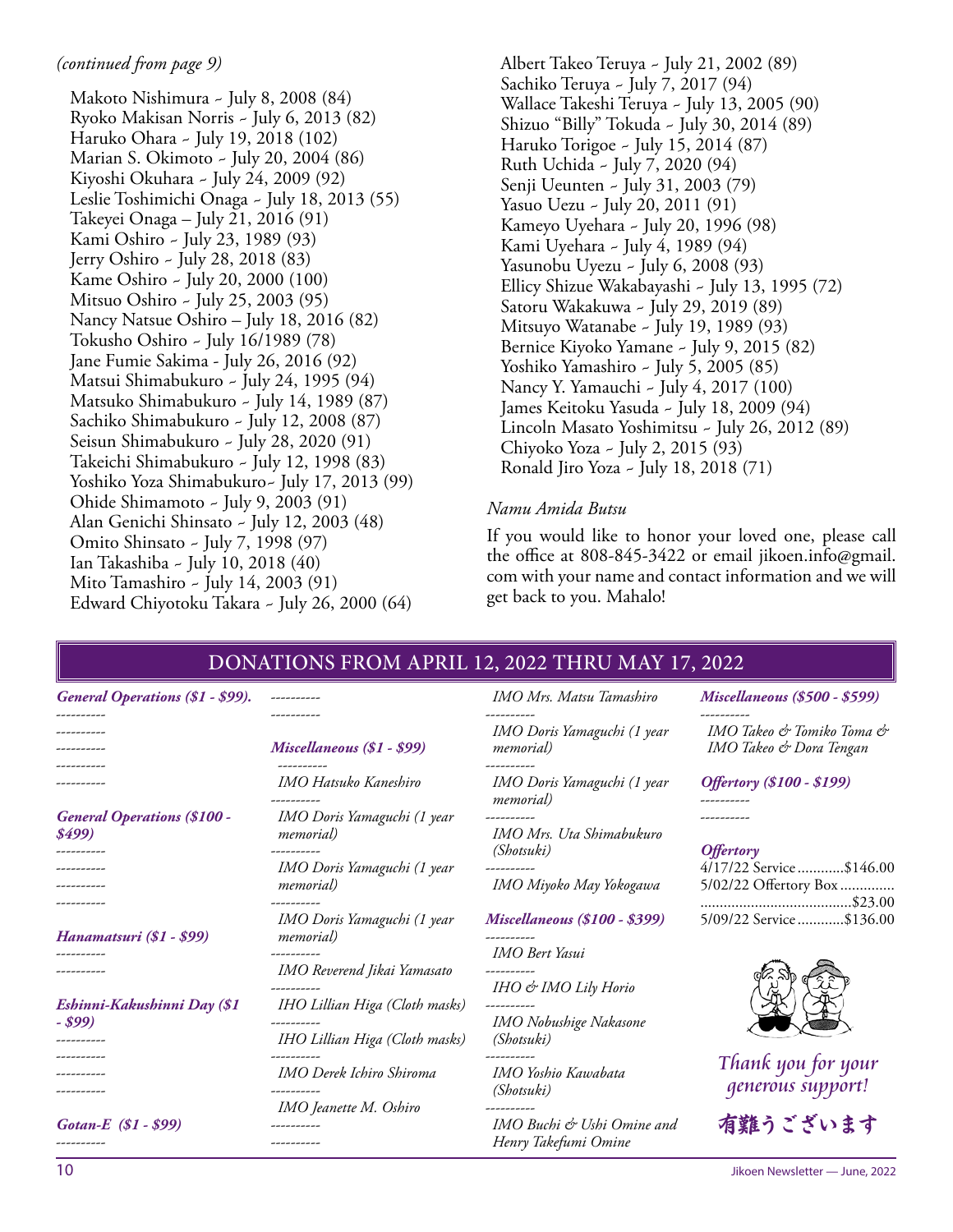*(continued from page 9)*

Makoto Nishimura ~ July 8, 2008 (84)
Ryoko Makisan Norris ~ July 6, 2013 (82)
Haruko Ohara ~ July 19, 2018 (102)
Marian S. Okimoto ~ July 20, 2004 (86)
Kiyoshi Okuhara ~ July 24, 2009 (92)
Leslie Toshimichi Onaga ~ July 18, 2013 (55)
Takeyei Onaga – July 21, 2016 (91)
Kami Oshiro ~ July 23, 1989 (93)
Jerry Oshiro ~ July 28, 2018 (83)
Kame Oshiro ~ July 20, 2000 (100)
Mitsuo Oshiro ~ July 25, 2003 (95)
Nancy Natsue Oshiro – July 18, 2016 (82)
Tokusho Oshiro ~ July 16/1989 (78)
Jane Fumie Sakima - July 26, 2016 (92)
Matsui Shimabukuro ~ July 24, 1995 (94)
Matsuko Shimabukuro ~ July 14, 1989 (87)
Sachiko Shimabukuro ~ July 12, 2008 (87)
Seisun Shimabukuro ~ July 28, 2020 (91)
Takeichi Shimabukuro ~ July 12, 1998 (83)
Yoshiko Yoza Shimabukuro~ July 17, 2013 (99)
Ohide Shimamoto ~ July 9, 2003 (91)
Alan Genichi Shinsato ~ July 12, 2003 (48)
Omito Shinsato ~ July 7, 1998 (97)
Ian Takashiba ~ July 10, 2018 (40)
Mito Tamashiro ~ July 14, 2003 (91)
Edward Chiyotoku Takara ~ July 26, 2000 (64)
Albert Takeo Teruya ~ July 21, 2002 (89)
Sachiko Teruya ~ July 7, 2017 (94)
Wallace Takeshi Teruya ~ July 13, 2005 (90)
Shizuo "Billy" Tokuda ~ July 30, 2014 (89)
Haruko Torigoe ~ July 15, 2014 (87)
Ruth Uchida ~ July 7, 2020 (94)
Senji Ueunten ~ July 31, 2003 (79)
Yasuo Uezu ~ July 20, 2011 (91)
Kameyo Uyehara ~ July 20, 1996 (98)
Kami Uyehara ~ July 4, 1989 (94)
Yasunobu Uyezu ~ July 6, 2008 (93)
Ellicy Shizue Wakabayashi ~ July 13, 1995 (72)
Satoru Wakakuwa ~ July 29, 2019 (89)
Mitsuyo Watanabe ~ July 19, 1989 (93)
Bernice Kiyoko Yamane ~ July 9, 2015 (82)
Yoshiko Yamashiro ~ July 5, 2005 (85)
Nancy Y. Yamauchi ~ July 4, 2017 (100)
James Keitoku Yasuda ~ July 18, 2009 (94)
Lincoln Masato Yoshimitsu ~ July 26, 2012 (89)
Chiyoko Yoza ~ July 2, 2015 (93)
Ronald Jiro Yoza ~ July 18, 2018 (71)

*Namu Amida Butsu*

If you would like to honor your loved one, please call the office at 808-845-3422 or email jikoen.info@gmail.com with your name and contact information and we will get back to you. Mahalo!

## DONATIONS FROM APRIL 12, 2022 THRU MAY 17, 2022

***General Operations ($1 - $99).***
----------
----------
----------
----------
----------

***General Operations ($100 - $499)***
----------
----------
----------
----------

***Hanamatsuri ($1 - $99)***
----------
----------

***Eshinni-Kakushinni Day ($1 - $99)***
----------
----------
----------
----------

***Gotan-E ($1 - $99)***
----------
----------
----------

***Miscellaneous ($1 - $99)***
----------
*IMO Hatsuko Kaneshiro*
----------
*IMO Doris Yamaguchi (1 year memorial)*
----------
*IMO Doris Yamaguchi (1 year memorial)*
----------
*IMO Doris Yamaguchi (1 year memorial)*
----------
*IMO Reverend Jikai Yamasato*
----------
*IHO Lillian Higa (Cloth masks)*
----------
*IHO Lillian Higa (Cloth masks)*
----------
*IMO Derek Ichiro Shiroma*
----------
*IMO Jeanette M. Oshiro*
----------
----------
*IMO Mrs. Matsu Tamashiro*
----------
*IMO Doris Yamaguchi (1 year memorial)*
----------
*IMO Doris Yamaguchi (1 year memorial)*
----------
*IMO Mrs. Uta Shimabukuro (Shotsuki)*
----------
*IMO Miyoko May Yokogawa*

***Miscellaneous ($100 - $399)***
----------
*IMO Bert Yasui*
----------
*IHO & IMO Lily Horio*
----------
*IMO Nobushige Nakasone (Shotsuki)*
----------
*IMO Yoshio Kawabata (Shotsuki)*
----------
*IMO Buchi & Ushi Omine and Henry Takefumi Omine*

***Miscellaneous ($500 - $599)***
----------
*IMO Takeo & Tomiko Toma & IMO Takeo & Dora Tengan*

***Offertory ($100 - $199)***
----------
----------

***Offertory***
4/17/22 Service............$146.00
5/02/22 Offertory Box..............$23.00
5/09/22 Service............$136.00

*Thank you for your generous support!*

有難うございます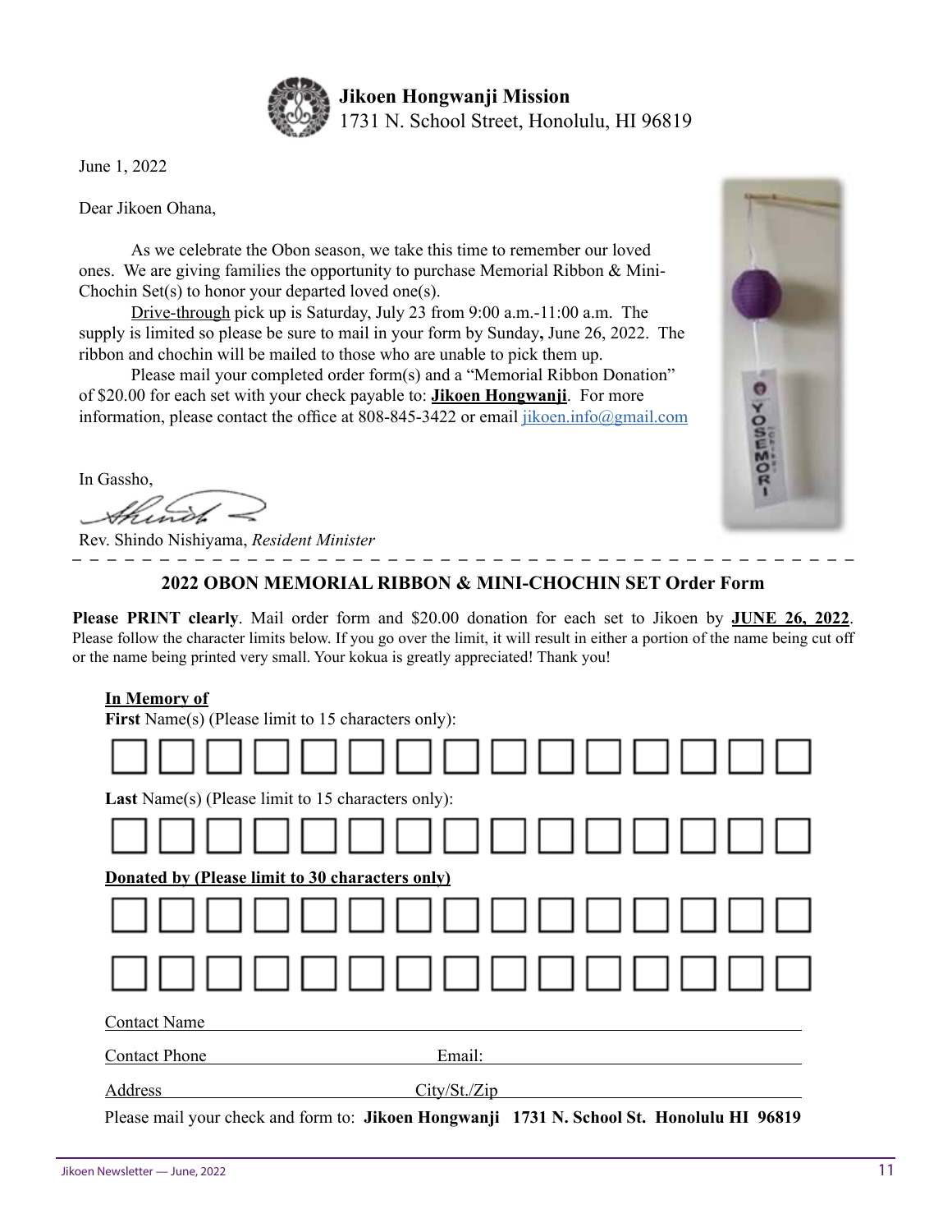**Jikoen Hongwanji Mission**
1731 N. School Street, Honolulu, HI 96819

June 1, 2022

Dear Jikoen Ohana,

As we celebrate the Obon season, we take this time to remember our loved ones. We are giving families the opportunity to purchase Memorial Ribbon & Mini-Chochin Set(s) to honor your departed loved one(s).

Drive-through pick up is Saturday, July 23 from 9:00 a.m.-11:00 a.m. The supply is limited so please be sure to mail in your form by Sunday**,** June 26, 2022. The ribbon and chochin will be mailed to those who are unable to pick them up.

Please mail your completed order form(s) and a "Memorial Ribbon Donation" of $20.00 for each set with your check payable to: **Jikoen Hongwanji**. For more information, please contact the office at 808-845-3422 or email jikoen.info@gmail.com

In Gassho,

Rev. Shindo Nishiyama, *Resident Minister*

---

## 2022 OBON MEMORIAL RIBBON & MINI-CHOCHIN SET Order Form

**Please PRINT clearly**. Mail order form and $20.00 donation for each set to Jikoen by **JUNE 26, 2022**. Please follow the character limits below. If you go over the limit, it will result in either a portion of the name being cut off or the name being printed very small. Your kokua is greatly appreciated! Thank you!

**In Memory of**

**First** Name(s) (Please limit to 15 characters only):

☐☐☐☐☐☐☐☐☐☐☐☐☐☐☐

**Last** Name(s) (Please limit to 15 characters only):

☐☐☐☐☐☐☐☐☐☐☐☐☐☐☐

**Donated by (Please limit to 30 characters only)**

☐☐☐☐☐☐☐☐☐☐☐☐☐☐☐

☐☐☐☐☐☐☐☐☐☐☐☐☐☐☐

Contact Name ______________________________

Contact Phone ______________ Email: ______________

Address ______________ City/St./Zip ______________

Please mail your check and form to: **Jikoen Hongwanji 1731 N. School St. Honolulu HI 96819**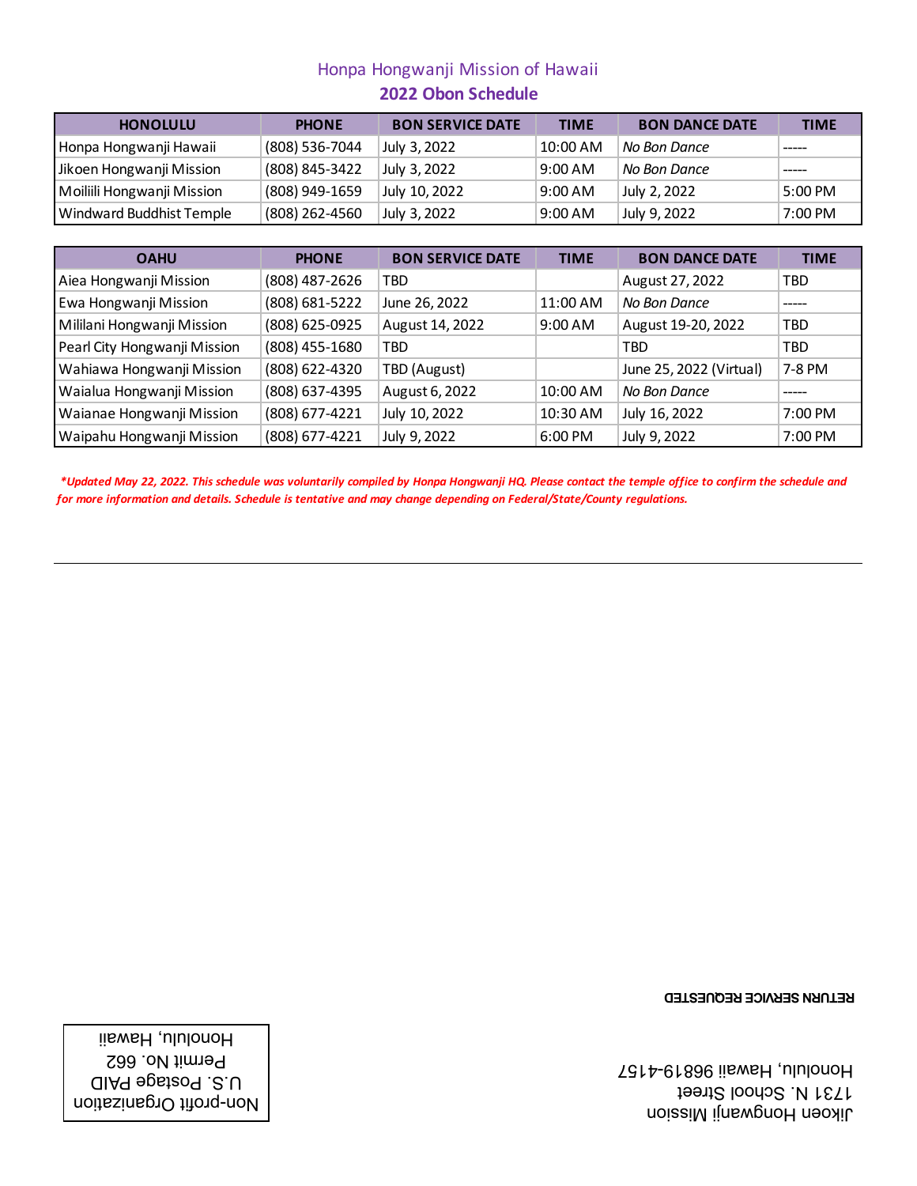## Honpa Hongwanji Mission of Hawaii

### 2022 Obon Schedule

| HONOLULU | PHONE | BON SERVICE DATE | TIME | BON DANCE DATE | TIME |
|---|---|---|---|---|---|
| Honpa Hongwanji Hawaii | (808) 536-7044 | July 3, 2022 | 10:00 AM | *No Bon Dance* | ----- |
| Jikoen Hongwanji Mission | (808) 845-3422 | July 3, 2022 | 9:00 AM | *No Bon Dance* | ----- |
| Moiliili Hongwanji Mission | (808) 949-1659 | July 10, 2022 | 9:00 AM | July 2, 2022 | 5:00 PM |
| Windward Buddhist Temple | (808) 262-4560 | July 3, 2022 | 9:00 AM | July 9, 2022 | 7:00 PM |

| OAHU | PHONE | BON SERVICE DATE | TIME | BON DANCE DATE | TIME |
|---|---|---|---|---|---|
| Aiea Hongwanji Mission | (808) 487-2626 | TBD | | August 27, 2022 | TBD |
| Ewa Hongwanji Mission | (808) 681-5222 | June 26, 2022 | 11:00 AM | *No Bon Dance* | ----- |
| Mililani Hongwanji Mission | (808) 625-0925 | August 14, 2022 | 9:00 AM | August 19-20, 2022 | TBD |
| Pearl City Hongwanji Mission | (808) 455-1680 | TBD | | TBD | TBD |
| Wahiawa Hongwanji Mission | (808) 622-4320 | TBD (August) | | June 25, 2022 (Virtual) | 7-8 PM |
| Waialua Hongwanji Mission | (808) 637-4395 | August 6, 2022 | 10:00 AM | *No Bon Dance* | ----- |
| Waianae Hongwanji Mission | (808) 677-4221 | July 10, 2022 | 10:30 AM | July 16, 2022 | 7:00 PM |
| Waipahu Hongwanji Mission | (808) 677-4221 | July 9, 2022 | 6:00 PM | July 9, 2022 | 7:00 PM |

***Updated May 22, 2022. This schedule was voluntarily compiled by Honpa Hongwanji HQ. Please contact the temple office to confirm the schedule and for more information and details. Schedule is tentative and may change depending on Federal/State/County regulations.***

---

**RETURN SERVICE REQUESTED**

Jikoen Hongwanji Mission
1731 N. School Street
Honolulu, Hawaii 96819-4157

Non-profit Organization
U.S. Postage PAID
Permit No. 662
Honolulu, Hawaii